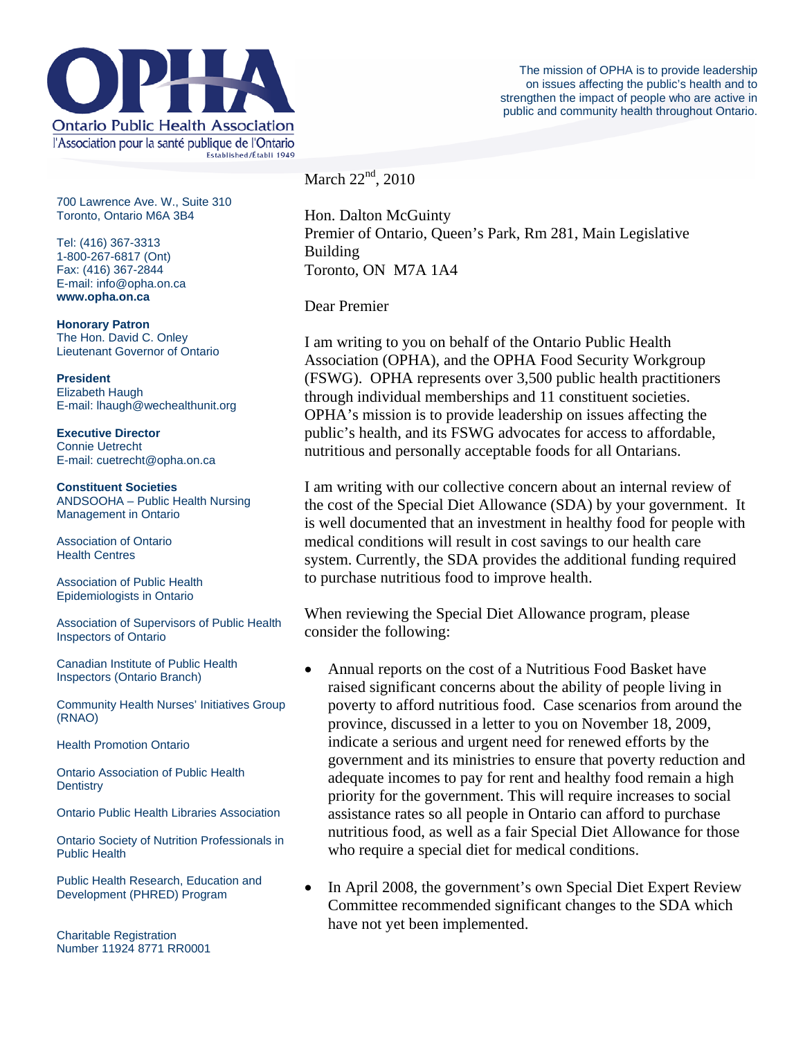# OPHA

Ontario Public Health Association

l'Association pour la santé publique de l'Ontario

Established/Établi 1949

The mission of OPHA is to provide leadership on issues affecting the public's health and to strengthen the impact of people who are active in public and community health throughout Ontario.

700 Lawrence Ave. W., Suite 310
Toronto, Ontario M6A 3B4

Tel: (416) 367-3313
1-800-267-6817 (Ont)
Fax: (416) 367-2844
E-mail: info@opha.on.ca
**www.opha.on.ca**

**Honorary Patron**
The Hon. David C. Onley
Lieutenant Governor of Ontario

**President**
Elizabeth Haugh
E-mail: lhaugh@wechealthunit.org

**Executive Director**
Connie Uetrecht
E-mail: cuetrecht@opha.on.ca

**Constituent Societies**

ANDSOOHA – Public Health Nursing Management in Ontario

Association of Ontario Health Centres

Association of Public Health Epidemiologists in Ontario

Association of Supervisors of Public Health Inspectors of Ontario

Canadian Institute of Public Health Inspectors (Ontario Branch)

Community Health Nurses' Initiatives Group (RNAO)

Health Promotion Ontario

Ontario Association of Public Health Dentistry

Ontario Public Health Libraries Association

Ontario Society of Nutrition Professionals in Public Health

Public Health Research, Education and Development (PHRED) Program

Charitable Registration Number 11924 8771 RR0001

March 22nd, 2010

Hon. Dalton McGuinty
Premier of Ontario, Queen's Park, Rm 281, Main Legislative Building
Toronto, ON M7A 1A4

Dear Premier

I am writing to you on behalf of the Ontario Public Health Association (OPHA), and the OPHA Food Security Workgroup (FSWG). OPHA represents over 3,500 public health practitioners through individual memberships and 11 constituent societies. OPHA's mission is to provide leadership on issues affecting the public's health, and its FSWG advocates for access to affordable, nutritious and personally acceptable foods for all Ontarians.

I am writing with our collective concern about an internal review of the cost of the Special Diet Allowance (SDA) by your government. It is well documented that an investment in healthy food for people with medical conditions will result in cost savings to our health care system. Currently, the SDA provides the additional funding required to purchase nutritious food to improve health.

When reviewing the Special Diet Allowance program, please consider the following:

- Annual reports on the cost of a Nutritious Food Basket have raised significant concerns about the ability of people living in poverty to afford nutritious food. Case scenarios from around the province, discussed in a letter to you on November 18, 2009, indicate a serious and urgent need for renewed efforts by the government and its ministries to ensure that poverty reduction and adequate incomes to pay for rent and healthy food remain a high priority for the government. This will require increases to social assistance rates so all people in Ontario can afford to purchase nutritious food, as well as a fair Special Diet Allowance for those who require a special diet for medical conditions.

- In April 2008, the government's own Special Diet Expert Review Committee recommended significant changes to the SDA which have not yet been implemented.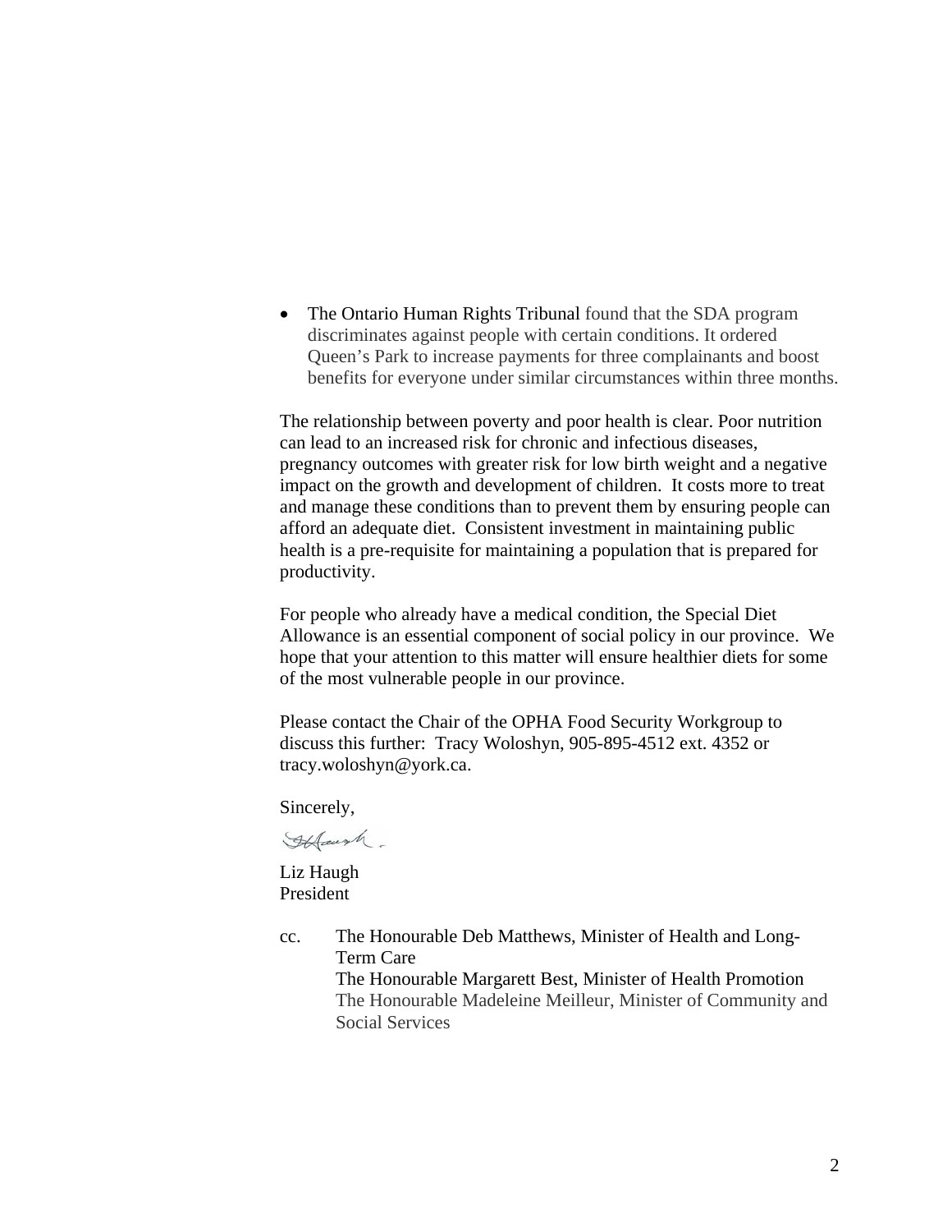- The Ontario Human Rights Tribunal found that the SDA program discriminates against people with certain conditions. It ordered Queen's Park to increase payments for three complainants and boost benefits for everyone under similar circumstances within three months.

The relationship between poverty and poor health is clear. Poor nutrition can lead to an increased risk for chronic and infectious diseases, pregnancy outcomes with greater risk for low birth weight and a negative impact on the growth and development of children. It costs more to treat and manage these conditions than to prevent them by ensuring people can afford an adequate diet. Consistent investment in maintaining public health is a pre-requisite for maintaining a population that is prepared for productivity.

For people who already have a medical condition, the Special Diet Allowance is an essential component of social policy in our province. We hope that your attention to this matter will ensure healthier diets for some of the most vulnerable people in our province.

Please contact the Chair of the OPHA Food Security Workgroup to discuss this further: Tracy Woloshyn, 905-895-4512 ext. 4352 or tracy.woloshyn@york.ca.

Sincerely,

Liz Haugh
President

cc. The Honourable Deb Matthews, Minister of Health and Long-Term Care
The Honourable Margarett Best, Minister of Health Promotion
The Honourable Madeleine Meilleur, Minister of Community and Social Services